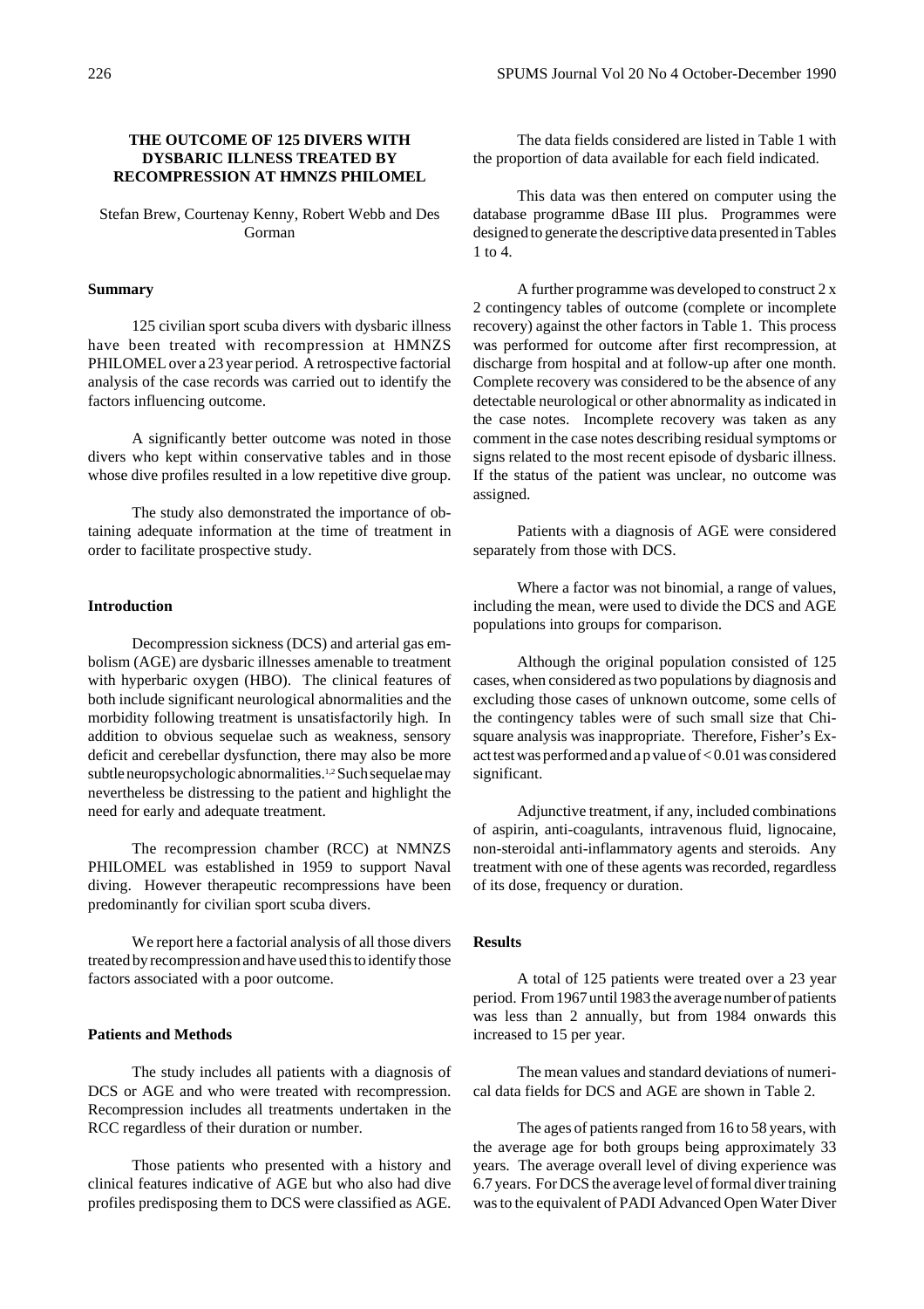# THE OUTCOME OF 125 DIVERS WITH DYSBARIC ILLNESS TREATED BY RECOMPRESSION AT HMNZS PHILOMEL

Stefan Brew, Courtenay Kenny, Robert Webb and Des Gorman

## Summary

125 civilian sport scuba divers with dysbaric illness have been treated with recompression at HMNZS PHILOMEL over a 23 year period. A retrospective factorial analysis of the case records was carried out to identify the factors influencing outcome.

A significantly better outcome was noted in those divers who kept within conservative tables and in those whose dive profiles resulted in a low repetitive dive group.

The study also demonstrated the importance of obtaining adequate information at the time of treatment in order to facilitate prospective study.

## Introduction

Decompression sickness (DCS) and arterial gas embolism (AGE) are dysbaric illnesses amenable to treatment with hyperbaric oxygen (HBO). The clinical features of both include significant neurological abnormalities and the morbidity following treatment is unsatisfactorily high. In addition to obvious sequelae such as weakness, sensory deficit and cerebellar dysfunction, there may also be more subtle neuropsychologic abnormalities.[1,2] Such sequelae may nevertheless be distressing to the patient and highlight the need for early and adequate treatment.

The recompression chamber (RCC) at NMNZS PHILOMEL was established in 1959 to support Naval diving. However therapeutic recompressions have been predominantly for civilian sport scuba divers.

We report here a factorial analysis of all those divers treated by recompression and have used this to identify those factors associated with a poor outcome.

## Patients and Methods

The study includes all patients with a diagnosis of DCS or AGE and who were treated with recompression. Recompression includes all treatments undertaken in the RCC regardless of their duration or number.

Those patients who presented with a history and clinical features indicative of AGE but who also had dive profiles predisposing them to DCS were classified as AGE.

The data fields considered are listed in Table 1 with the proportion of data available for each field indicated.

This data was then entered on computer using the database programme dBase III plus. Programmes were designed to generate the descriptive data presented in Tables 1 to 4.

A further programme was developed to construct 2 x 2 contingency tables of outcome (complete or incomplete recovery) against the other factors in Table 1. This process was performed for outcome after first recompression, at discharge from hospital and at follow-up after one month. Complete recovery was considered to be the absence of any detectable neurological or other abnormality as indicated in the case notes. Incomplete recovery was taken as any comment in the case notes describing residual symptoms or signs related to the most recent episode of dysbaric illness. If the status of the patient was unclear, no outcome was assigned.

Patients with a diagnosis of AGE were considered separately from those with DCS.

Where a factor was not binomial, a range of values, including the mean, were used to divide the DCS and AGE populations into groups for comparison.

Although the original population consisted of 125 cases, when considered as two populations by diagnosis and excluding those cases of unknown outcome, some cells of the contingency tables were of such small size that Chi-square analysis was inappropriate. Therefore, Fisher's Exact test was performed and a p value of $< 0.01$ was considered significant.

Adjunctive treatment, if any, included combinations of aspirin, anti-coagulants, intravenous fluid, lignocaine, non-steroidal anti-inflammatory agents and steroids. Any treatment with one of these agents was recorded, regardless of its dose, frequency or duration.

## Results

A total of 125 patients were treated over a 23 year period. From 1967 until 1983 the average number of patients was less than 2 annually, but from 1984 onwards this increased to 15 per year.

The mean values and standard deviations of numerical data fields for DCS and AGE are shown in Table 2.

The ages of patients ranged from 16 to 58 years, with the average age for both groups being approximately 33 years. The average overall level of diving experience was 6.7 years. For DCS the average level of formal diver training was to the equivalent of PADI Advanced Open Water Diver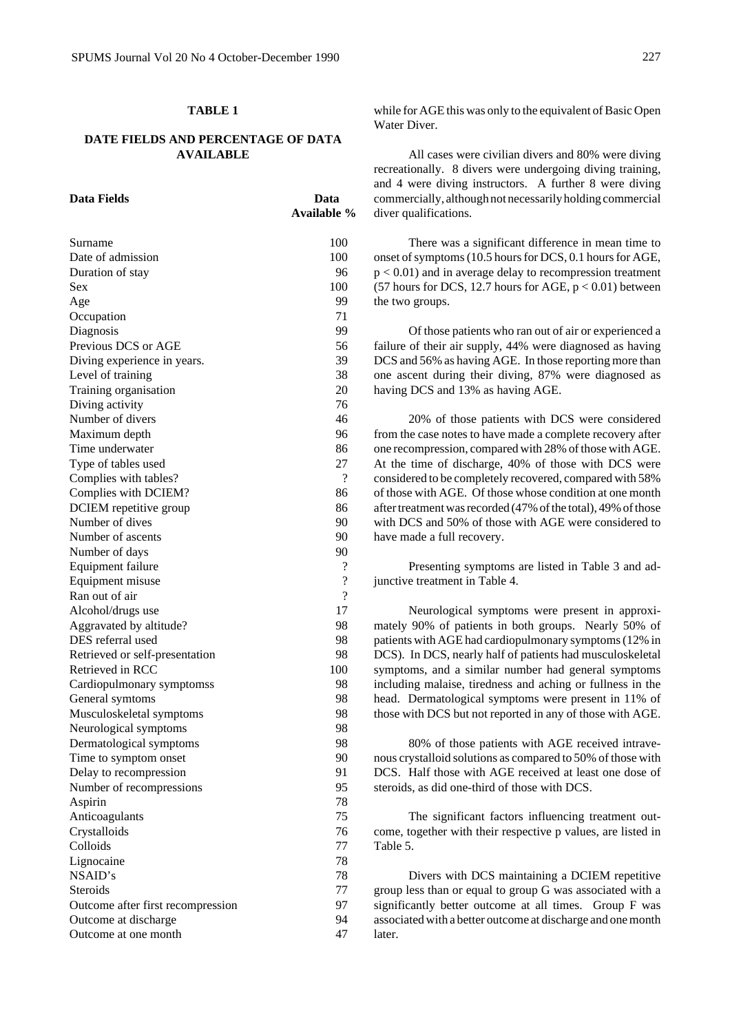**TABLE 1**

**DATE FIELDS AND PERCENTAGE OF DATA AVAILABLE**

| Data Fields | Data Available % |
|---|---|
| Surname | 100 |
| Date of admission | 100 |
| Duration of stay | 96 |
| Sex | 100 |
| Age | 99 |
| Occupation | 71 |
| Diagnosis | 99 |
| Previous DCS or AGE | 56 |
| Diving experience in years. | 39 |
| Level of training | 38 |
| Training organisation | 20 |
| Diving activity | 76 |
| Number of divers | 46 |
| Maximum depth | 96 |
| Time underwater | 86 |
| Type of tables used | 27 |
| Complies with tables? | ? |
| Complies with DCIEM? | 86 |
| DCIEM repetitive group | 86 |
| Number of dives | 90 |
| Number of ascents | 90 |
| Number of days | 90 |
| Equipment failure | ? |
| Equipment misuse | ? |
| Ran out of air | ? |
| Alcohol/drugs use | 17 |
| Aggravated by altitude? | 98 |
| DES referral used | 98 |
| Retrieved or self-presentation | 98 |
| Retrieved in RCC | 100 |
| Cardiopulmonary symptomss | 98 |
| General symtoms | 98 |
| Musculoskeletal symptoms | 98 |
| Neurological symptoms | 98 |
| Dermatological symptoms | 98 |
| Time to symptom onset | 90 |
| Delay to recompression | 91 |
| Number of recompressions | 95 |
| Aspirin | 78 |
| Anticoagulants | 75 |
| Crystalloids | 76 |
| Colloids | 77 |
| Lignocaine | 78 |
| NSAID's | 78 |
| Steroids | 77 |
| Outcome after first recompression | 97 |
| Outcome at discharge | 94 |
| Outcome at one month | 47 |

while for AGE this was only to the equivalent of Basic Open Water Diver.

All cases were civilian divers and 80% were diving recreationally. 8 divers were undergoing diving training, and 4 were diving instructors. A further 8 were diving commercially, although not necessarily holding commercial diver qualifications.

There was a significant difference in mean time to onset of symptoms (10.5 hours for DCS, 0.1 hours for AGE, $p < 0.01$) and in average delay to recompression treatment (57 hours for DCS, 12.7 hours for AGE, $p < 0.01$) between the two groups.

Of those patients who ran out of air or experienced a failure of their air supply, 44% were diagnosed as having DCS and 56% as having AGE. In those reporting more than one ascent during their diving, 87% were diagnosed as having DCS and 13% as having AGE.

20% of those patients with DCS were considered from the case notes to have made a complete recovery after one recompression, compared with 28% of those with AGE. At the time of discharge, 40% of those with DCS were considered to be completely recovered, compared with 58% of those with AGE. Of those whose condition at one month after treatment was recorded (47% of the total), 49% of those with DCS and 50% of those with AGE were considered to have made a full recovery.

Presenting symptoms are listed in Table 3 and adjunctive treatment in Table 4.

Neurological symptoms were present in approximately 90% of patients in both groups. Nearly 50% of patients with AGE had cardiopulmonary symptoms (12% in DCS). In DCS, nearly half of patients had musculoskeletal symptoms, and a similar number had general symptoms including malaise, tiredness and aching or fullness in the head. Dermatological symptoms were present in 11% of those with DCS but not reported in any of those with AGE.

80% of those patients with AGE received intravenous crystalloid solutions as compared to 50% of those with DCS. Half those with AGE received at least one dose of steroids, as did one-third of those with DCS.

The significant factors influencing treatment outcome, together with their respective p values, are listed in Table 5.

Divers with DCS maintaining a DCIEM repetitive group less than or equal to group G was associated with a significantly better outcome at all times. Group F was associated with a better outcome at discharge and one month later.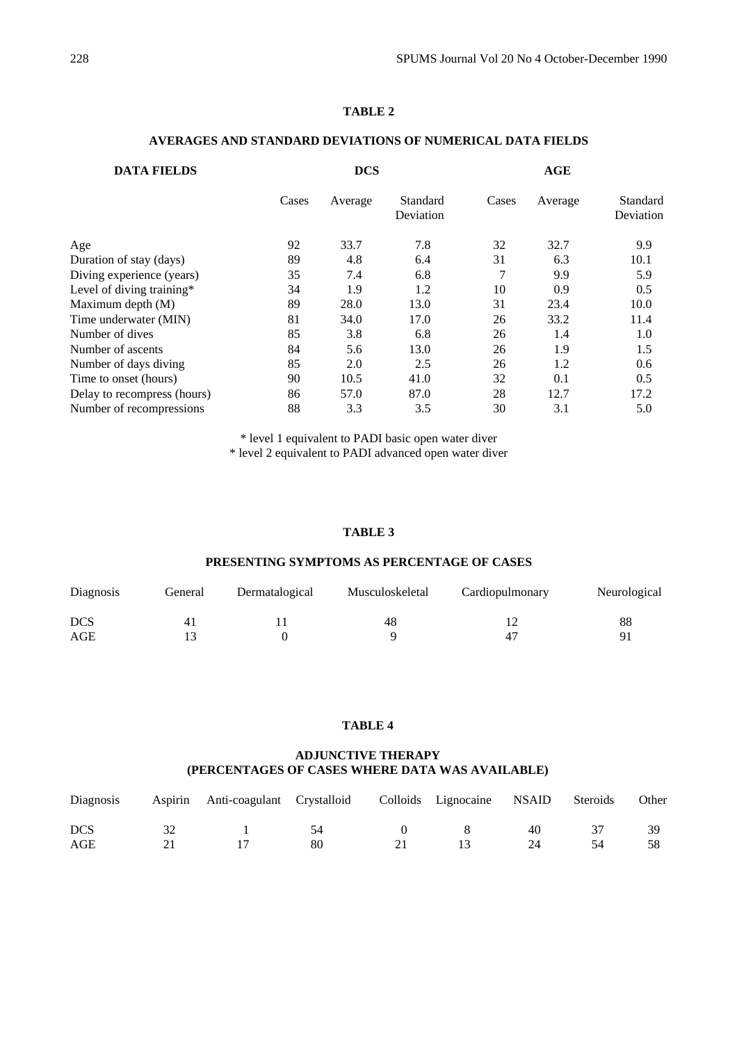## TABLE 2

### AVERAGES AND STANDARD DEVIATIONS OF NUMERICAL DATA FIELDS

| DATA FIELDS | DCS | | | AGE | | |
|---|---|---|---|---|---|---|
| | Cases | Average | Standard Deviation | Cases | Average | Standard Deviation |
| Age | 92 | 33.7 | 7.8 | 32 | 32.7 | 9.9 |
| Duration of stay (days) | 89 | 4.8 | 6.4 | 31 | 6.3 | 10.1 |
| Diving experience (years) | 35 | 7.4 | 6.8 | 7 | 9.9 | 5.9 |
| Level of diving training* | 34 | 1.9 | 1.2 | 10 | 0.9 | 0.5 |
| Maximum depth (M) | 89 | 28.0 | 13.0 | 31 | 23.4 | 10.0 |
| Time underwater (MIN) | 81 | 34.0 | 17.0 | 26 | 33.2 | 11.4 |
| Number of dives | 85 | 3.8 | 6.8 | 26 | 1.4 | 1.0 |
| Number of ascents | 84 | 5.6 | 13.0 | 26 | 1.9 | 1.5 |
| Number of days diving | 85 | 2.0 | 2.5 | 26 | 1.2 | 0.6 |
| Time to onset (hours) | 90 | 10.5 | 41.0 | 32 | 0.1 | 0.5 |
| Delay to recompress (hours) | 86 | 57.0 | 87.0 | 28 | 12.7 | 17.2 |
| Number of recompressions | 88 | 3.3 | 3.5 | 30 | 3.1 | 5.0 |

\* level 1 equivalent to PADI basic open water diver
\* level 2 equivalent to PADI advanced open water diver

## TABLE 3

### PRESENTING SYMPTOMS AS PERCENTAGE OF CASES

| Diagnosis | General | Dermatalogical | Musculoskeletal | Cardiopulmonary | Neurological |
|---|---|---|---|---|---|
| DCS | 41 | 11 | 48 | 12 | 88 |
| AGE | 13 | 0 | 9 | 47 | 91 |

## TABLE 4

### ADJUNCTIVE THERAPY
### (PERCENTAGES OF CASES WHERE DATA WAS AVAILABLE)

| Diagnosis | Aspirin | Anti-coagulant | Crystalloid | Colloids | Lignocaine | NSAID | Steroids | Other |
|---|---|---|---|---|---|---|---|---|
| DCS | 32 | 1 | 54 | 0 | 8 | 40 | 37 | 39 |
| AGE | 21 | 17 | 80 | 21 | 13 | 24 | 54 | 58 |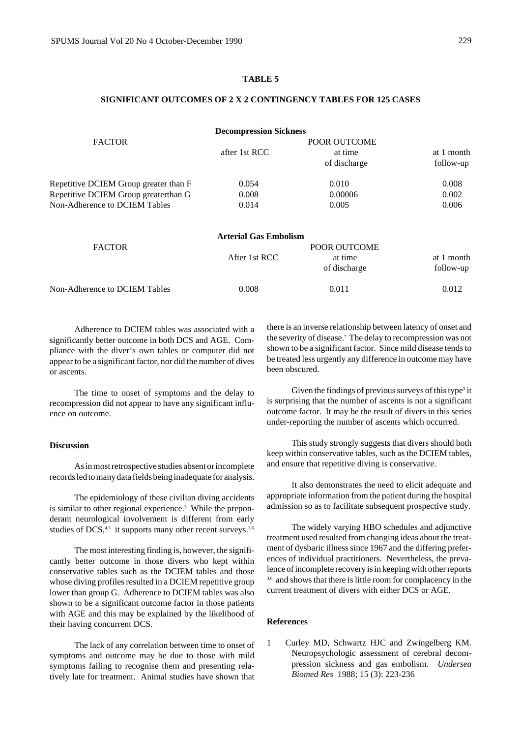**TABLE 5**

**SIGNIFICANT OUTCOMES OF 2 X 2 CONTINGENCY TABLES FOR 125 CASES**

**Decompression Sickness**

| FACTOR | POOR OUTCOME after 1st RCC | POOR OUTCOME at time of discharge | POOR OUTCOME at 1 month follow-up |
|---|---|---|---|
| Repetitive DCIEM Group greater than F | 0.054 | 0.010 | 0.008 |
| Repetitive DCIEM Group greaterthan G | 0.008 | 0.00006 | 0.002 |
| Non-Adherence to DCIEM Tables | 0.014 | 0.005 | 0.006 |

**Arterial Gas Embolism**

| FACTOR | POOR OUTCOME After 1st RCC | POOR OUTCOME at time of discharge | POOR OUTCOME at 1 month follow-up |
|---|---|---|---|
| Non-Adherence to DCIEM Tables | 0.008 | 0.011 | 0.012 |

Adherence to DCIEM tables was associated with a significantly better outcome in both DCS and AGE. Compliance with the diver's own tables or computer did not appear to be a significant factor, nor did the number of dives or ascents.

The time to onset of symptoms and the delay to recompression did not appear to have any significant influence on outcome.

## Discussion

As in most retrospective studies absent or incomplete records led to many data fields being inadequate for analysis.

The epidemiology of these civilian diving accidents is similar to other regional experience.[3] While the preponderant neurological involvement is different from early studies of DCS,[4,5] it supports many other recent surveys.[3,6]

The most interesting finding is, however, the significantly better outcome in those divers who kept within conservative tables such as the DCIEM tables and those whose diving profiles resulted in a DCIEM repetitive group lower than group G. Adherence to DCIEM tables was also shown to be a significant outcome factor in those patients with AGE and this may be explained by the likelihood of their having concurrent DCS.

The lack of any correlation between time to onset of symptoms and outcome may be due to those with mild symptoms failing to recognise them and presenting relatively late for treatment. Animal studies have shown that there is an inverse relationship between latency of onset and the severity of disease.[7] The delay to recompression was not shown to be a significant factor. Since mild disease tends to be treated less urgently any difference in outcome may have been obscured.

Given the findings of previous surveys of this type[3] it is surprising that the number of ascents is not a significant outcome factor. It may be the result of divers in this series under-reporting the number of ascents which occurred.

This study strongly suggests that divers should both keep within conservative tables, such as the DCIEM tables, and ensure that repetitive diving is conservative.

It also demonstrates the need to elicit adequate and appropriate information from the patient during the hospital admission so as to facilitate subsequent prospective study.

The widely varying HBO schedules and adjunctive treatment used resulted from changing ideas about the treatment of dysbaric illness since 1967 and the differing preferences of individual practitioners. Nevertheless, the prevalence of incomplete recovery is in keeping with other reports [3,6] and shows that there is little room for complacency in the current treatment of divers with either DCS or AGE.

## References

1. Curley MD, Schwartz HJC and Zwingelberg KM. Neuropsychologic assessment of cerebral decompression sickness and gas embolism. *Undersea Biomed Res* 1988; 15 (3): 223-236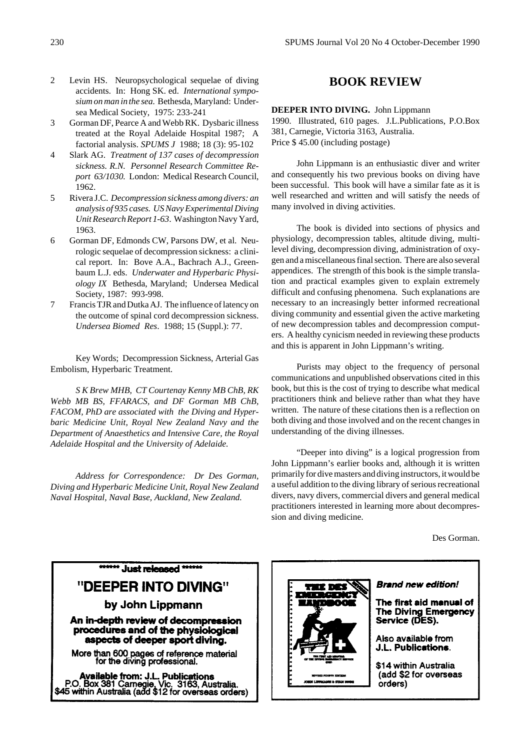2. Levin HS. Neuropsychological sequelae of diving accidents. In: Hong SK. ed. *International symposium on man in the sea.* Bethesda, Maryland: Undersea Medical Society, 1975: 233-241
3. Gorman DF, Pearce A and Webb RK. Dysbaric illness treated at the Royal Adelaide Hospital 1987; A factorial analysis. *SPUMS J* 1988; 18 (3): 95-102
4. Slark AG. *Treatment of 137 cases of decompression sickness. R.N. Personnel Research Committee Report 63/1030.* London: Medical Research Council, 1962.
5. Rivera J.C. *Decompression sickness among divers: an analysis of 935 cases. US Navy Experimental Diving Unit Research Report 1-63.* Washington Navy Yard, 1963.
6. Gorman DF, Edmonds CW, Parsons DW, et al. Neurologic sequelae of decompression sickness: a clinical report. In: Bove A.A., Bachrach A.J., Greenbaum L.J. eds. *Underwater and Hyperbaric Physiology IX* Bethesda, Maryland; Undersea Medical Society, 1987: 993-998.
7. Francis TJR and Dutka AJ. The influence of latency on the outcome of spinal cord decompression sickness. *Undersea Biomed Res.* 1988; 15 (Suppl.): 77.

Key Words; Decompression Sickness, Arterial Gas Embolism, Hyperbaric Treatment.

*S K Brew MHB, CT Courtenay Kenny MB ChB, RK Webb MB BS, FFARACS, and DF Gorman MB ChB, FACOM, PhD are associated with the Diving and Hyperbaric Medicine Unit, Royal New Zealand Navy and the Department of Anaesthetics and Intensive Care, the Royal Adelaide Hospital and the University of Adelaide.*

*Address for Correspondence: Dr Des Gorman, Diving and Hyperbaric Medicine Unit, Royal New Zealand Naval Hospital, Naval Base, Auckland, New Zealand.*

## BOOK REVIEW

**DEEPER INTO DIVING.** John Lippmann
1990. Illustrated, 610 pages. J.L.Publications, P.O.Box 381, Carnegie, Victoria 3163, Australia.
Price $ 45.00 (including postage)

John Lippmann is an enthusiastic diver and writer and consequently his two previous books on diving have been successful. This book will have a similar fate as it is well researched and written and will satisfy the needs of many involved in diving activities.

The book is divided into sections of physics and physiology, decompression tables, altitude diving, multilevel diving, decompression diving, administration of oxygen and a miscellaneous final section. There are also several appendices. The strength of this book is the simple translation and practical examples given to explain extremely difficult and confusing phenomena. Such explanations are necessary to an increasingly better informed recreational diving community and essential given the active marketing of new decompression tables and decompression computers. A healthy cynicism needed in reviewing these products and this is apparent in John Lippmann's writing.

Purists may object to the frequency of personal communications and unpublished observations cited in this book, but this is the cost of trying to describe what medical practitioners think and believe rather than what they have written. The nature of these citations then is a reflection on both diving and those involved and on the recent changes in understanding of the diving illnesses.

"Deeper into diving" is a logical progression from John Lippmann's earlier books and, although it is written primarily for dive masters and diving instructors, it would be a useful addition to the diving library of serious recreational divers, navy divers, commercial divers and general medical practitioners interested in learning more about decompression and diving medicine.

Des Gorman.

****** Just released ******

**"DEEPER INTO DIVING"**

**by John Lippmann**

**An in-depth review of decompression procedures and of the physiological aspects of deeper sport diving.**

More than 600 pages of reference material for the diving professional.

**Available from: J.L. Publications**
P.O. Box 381 Carnegie, Vic. 3163, Australia.
$45 within Australia (add $12 for overseas orders)

***Brand new edition!***

**The first aid manual of The Diving Emergency Service (DES).**

Also available from **J.L. Publications**.

$14 within Australia (add $2 for overseas orders)